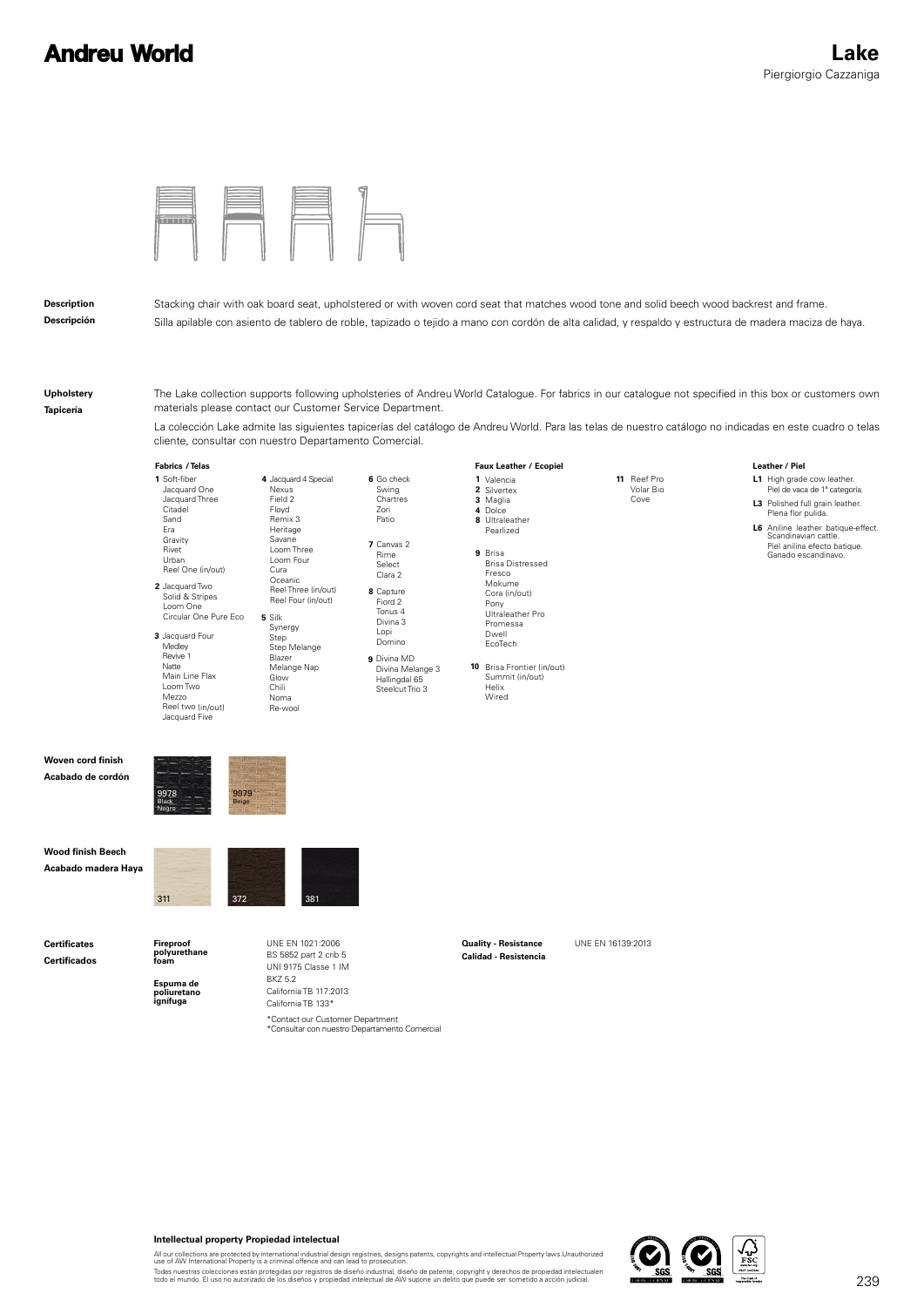# Andreu World

# Lake

Piergiorgio Cazzaniga

**Description**

Stacking chair with oak board seat, upholstered or with woven cord seat that matches wood tone and solid beech wood backrest and frame.

**Descripción**

Silla apilable con asiento de tablero de roble, tapizado o tejido a mano con cordón de alta calidad, y respaldo y estructura de madera maciza de haya.

**Upholstery**

**Tapicería**

The Lake collection supports following upholsteries of Andreu World Catalogue. For fabrics in our catalogue not specified in this box or customers own materials please contact our Customer Service Department.

La colección Lake admite las siguientes tapicerías del catálogo de Andreu World. Para las telas de nuestro catálogo no indicadas en este cuadro o telas cliente, consultar con nuestro Departamento Comercial.

**Fabrics / Telas**

**1** Soft-fiber, Jacquard One, Jacquard Three, Citadel, Sand, Era, Gravity, Rivet, Urban, Reel One (in/out)

**2** Jacquard Two, Solid & Stripes, Loom One, Circular One Pure Eco

**3** Jacquard Four, Medley, Revive 1, Natte, Main Line Flax, Loom Two, Mezzo, Reel two (in/out), Jacquard Five

**4** Jacquard 4 Special, Nexus, Field 2, Floyd, Remix 3, Heritage, Savane, Loom Three, Loom Four, Cura, Oceanic, Reel Three (in/out), Reel Four (in/out)

**5** Silk, Synergy, Step, Step Melange, Blazer, Melange Nap, Glow, Chili, Noma, Re-wool

**6** Go check, Swing, Chartres, Zori, Patio

**7** Canvas 2, Rime, Select, Clara 2

**8** Capture, Fiord 2, Tonus 4, Divina 3, Lopi, Domino

**9** Divina MD, Divina Melange 3, Hallingdal 65, Steelcut Trio 3

**Faux Leather / Ecopiel**

**1** Valencia

**2** Silvertex

**3** Maglia

**4** Dolce

**8** Ultraleather, Pearlized

**9** Brisa, Brisa Distressed, Fresco, Mokume, Cora (in/out), Pony, Ultraleather Pro, Promessa, Dwell, EcoTech

**10** Brisa Frontier (in/out), Summit (in/out), Helix, Wired

**11** Reef Pro, Volar Bio, Cove

**Leather / Piel**

**L1** High grade cow leather. Piel de vaca de 1ª categoría.

**L3** Polished full grain leather. Plena flor pulida.

**L6** Aniline leather batique-effect. Scandinavian cattle. Piel anilina efecto batique. Ganado escandinavo.

**Woven cord finish**

**Acabado de cordón**

9978 Black / Negro

9979 Beige

**Wood finish Beech**

**Acabado madera Haya**

311

372

381

**Certificates**

**Certificados**

**Fireproof polyurethane foam**

**Espuma de poliuretano ignífuga**

UNE EN 1021:2006
BS 5852 part 2 crib 5
UNI 9175 Classe 1 IM
BKZ 5.2
California TB 117:2013
California TB 133*

*Contact our Customer Department
*Consultar con nuestro Departamento Comercial

**Quality - Resistance**

**Calidad - Resistencia**

UNE EN 16139:2013

**Intellectual property Propiedad intelectual**

All our collections are protected by international industrial design registries, designs patents, copyrights and intellectual Property laws.Unauthorized use of AW International Property is a criminal offence and can lead to prosecution.

Todas nuestras colecciones están protegidas por registros de diseño industrial, diseño de patente, copyright y derechos de propiedad intelectualen todo el mundo. El uso no autorizado de los diseños y propiedad intelectual de AW supone un delito que puede ser sometido a acción judicial.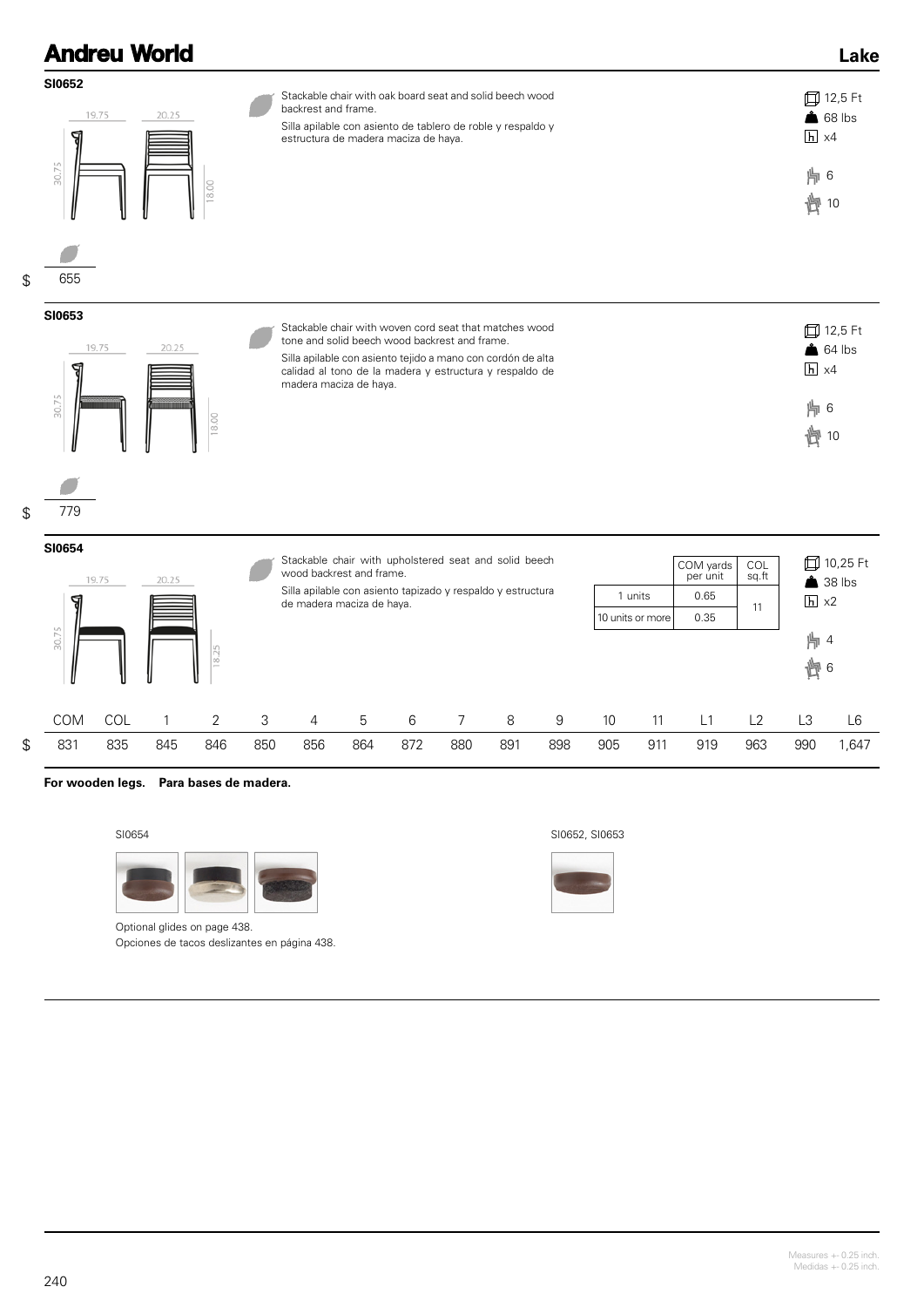## SI0652

19.75 20.25

30.75 18.00

Stackable chair with oak board seat and solid beech wood backrest and frame.

Silla apilable con asiento de tablero de roble y respaldo y estructura de madera maciza de haya.

12,5 Ft
68 lbs
x4

6
10

$ 655

## SI0653

19.75 20.25

30.75 18.00

Stackable chair with woven cord seat that matches wood tone and solid beech wood backrest and frame.

Silla apilable con asiento tejido a mano con cordón de alta calidad al tono de la madera y estructura y respaldo de madera maciza de haya.

12,5 Ft
64 lbs
x4

6
10

$ 779

## SI0654

19.75 20.25

30.75 18.25

Stackable chair with upholstered seat and solid beech wood backrest and frame.

Silla apilable con asiento tapizado y respaldo y estructura de madera maciza de haya.

| | COM yards per unit | COL sq.ft |
|---|---|---|
| 1 units | 0.65 | 11 |
| 10 units or more | 0.35 | |

10,25 Ft
38 lbs
x2

4
6

| | COM | COL | 1 | 2 | 3 | 4 | 5 | 6 | 7 | 8 | 9 | 10 | 11 | L1 | L2 | L3 | L6 |
|---|---|---|---|---|---|---|---|---|---|---|---|---|---|---|---|---|---|
| $ | 831 | 835 | 845 | 846 | 850 | 856 | 864 | 872 | 880 | 891 | 898 | 905 | 911 | 919 | 963 | 990 | 1,647 |

**For wooden legs. Para bases de madera.**

SI0654

Optional glides on page 438.
Opciones de tacos deslizantes en página 438.

SI0652, SI0653

Measures +- 0.25 inch.
Medidas +- 0.25 inch.